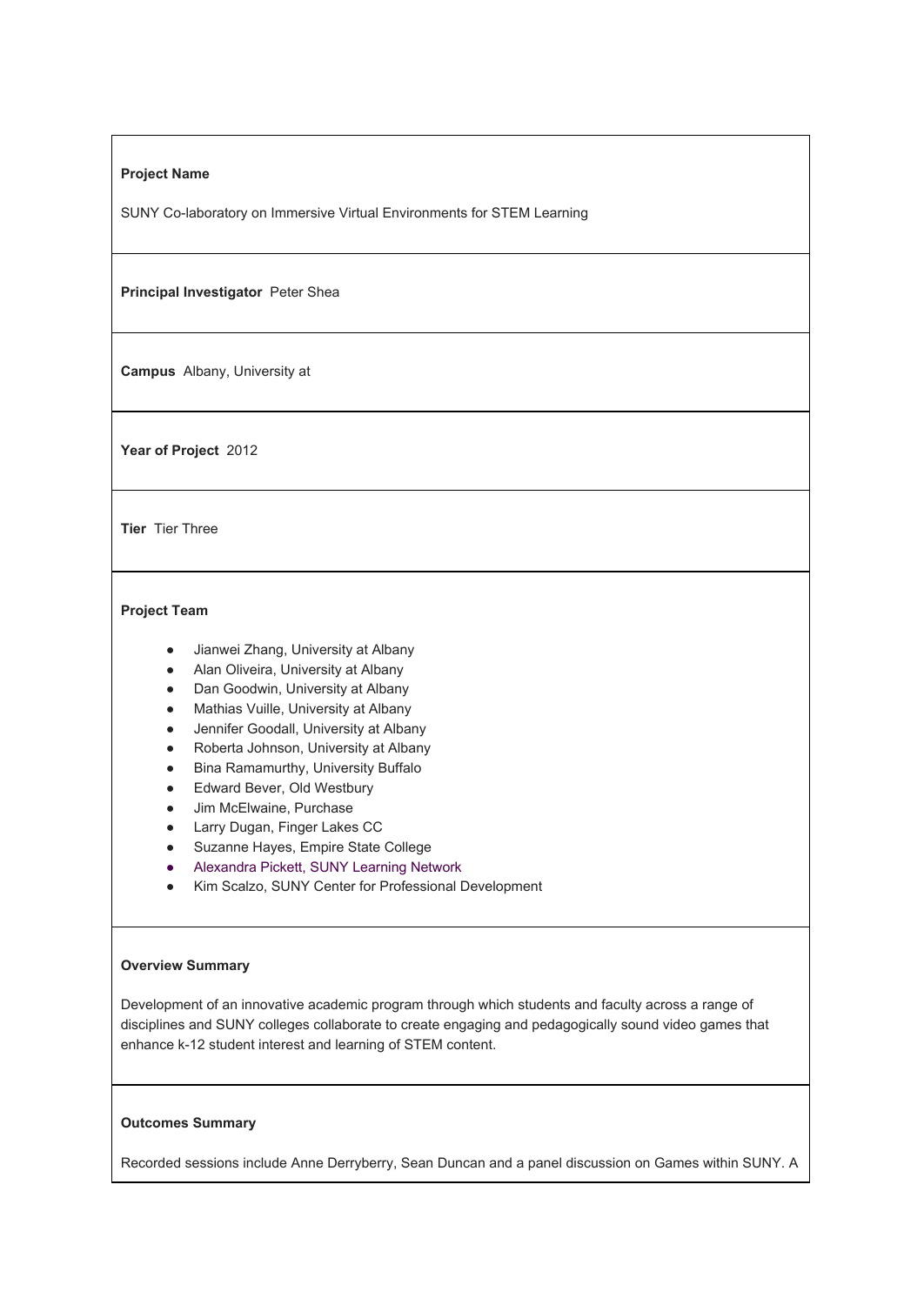**Project Name**

SUNY Co-laboratory on Immersive Virtual Environments for STEM Learning

**Principal Investigator** Peter Shea

**Campus** Albany, University at

**Year of Project** 2012

**Tier** Tier Three

**Project Team**

- Jianwei Zhang, University at Albany
- Alan Oliveira, University at Albany
- Dan Goodwin, University at Albany
- Mathias Vuille, University at Albany
- Jennifer Goodall, University at Albany
- Roberta Johnson, University at Albany
- Bina Ramamurthy, University Buffalo
- Edward Bever, Old Westbury
- Jim McElwaine, Purchase
- Larry Dugan, Finger Lakes CC
- Suzanne Hayes, Empire State College
- Alexandra Pickett, SUNY Learning Network
- Kim Scalzo, SUNY Center for Professional Development

**Overview Summary**

Development of an innovative academic program through which students and faculty across a range of disciplines and SUNY colleges collaborate to create engaging and pedagogically sound video games that enhance k-12 student interest and learning of STEM content.

**Outcomes Summary**

Recorded sessions include Anne Derryberry, Sean Duncan and a panel discussion on Games within SUNY. A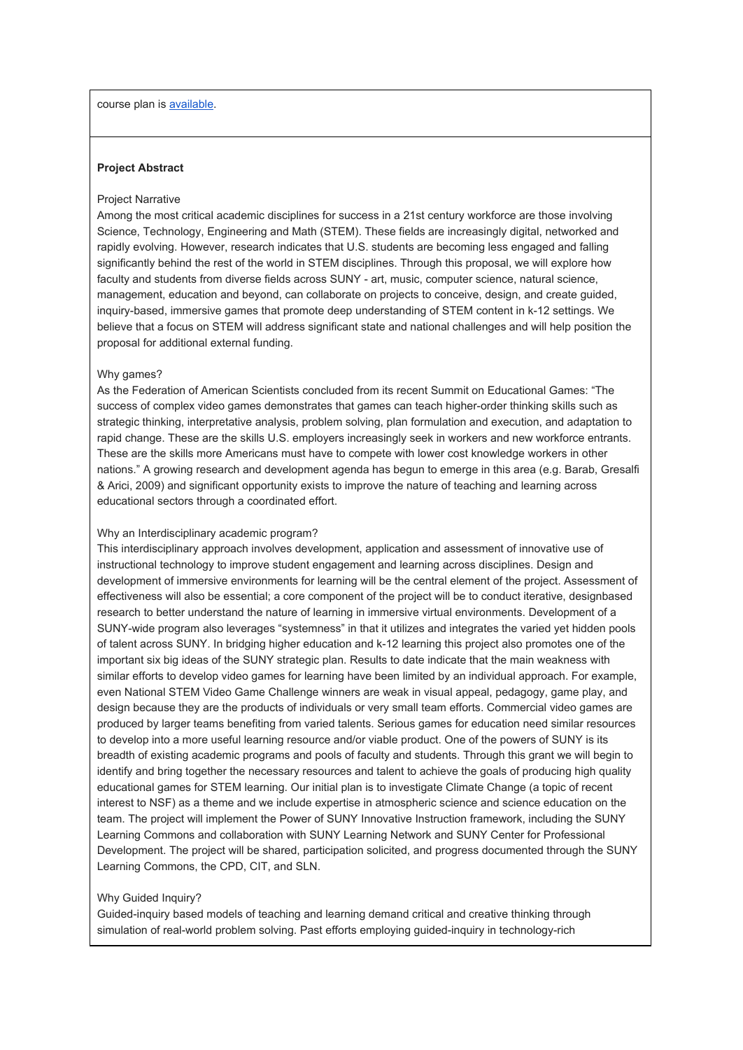course plan is [available](available).

**Project Abstract**

Project Narrative

Among the most critical academic disciplines for success in a 21st century workforce are those involving Science, Technology, Engineering and Math (STEM). These fields are increasingly digital, networked and rapidly evolving. However, research indicates that U.S. students are becoming less engaged and falling significantly behind the rest of the world in STEM disciplines. Through this proposal, we will explore how faculty and students from diverse fields across SUNY - art, music, computer science, natural science, management, education and beyond, can collaborate on projects to conceive, design, and create guided, inquiry-based, immersive games that promote deep understanding of STEM content in k-12 settings. We believe that a focus on STEM will address significant state and national challenges and will help position the proposal for additional external funding.

Why games?

As the Federation of American Scientists concluded from its recent Summit on Educational Games: "The success of complex video games demonstrates that games can teach higher-order thinking skills such as strategic thinking, interpretative analysis, problem solving, plan formulation and execution, and adaptation to rapid change. These are the skills U.S. employers increasingly seek in workers and new workforce entrants. These are the skills more Americans must have to compete with lower cost knowledge workers in other nations." A growing research and development agenda has begun to emerge in this area (e.g. Barab, Gresalfi & Arici, 2009) and significant opportunity exists to improve the nature of teaching and learning across educational sectors through a coordinated effort.

Why an Interdisciplinary academic program?

This interdisciplinary approach involves development, application and assessment of innovative use of instructional technology to improve student engagement and learning across disciplines. Design and development of immersive environments for learning will be the central element of the project. Assessment of effectiveness will also be essential; a core component of the project will be to conduct iterative, designbased research to better understand the nature of learning in immersive virtual environments. Development of a SUNY-wide program also leverages "systemness" in that it utilizes and integrates the varied yet hidden pools of talent across SUNY. In bridging higher education and k-12 learning this project also promotes one of the important six big ideas of the SUNY strategic plan. Results to date indicate that the main weakness with similar efforts to develop video games for learning have been limited by an individual approach. For example, even National STEM Video Game Challenge winners are weak in visual appeal, pedagogy, game play, and design because they are the products of individuals or very small team efforts. Commercial video games are produced by larger teams benefiting from varied talents. Serious games for education need similar resources to develop into a more useful learning resource and/or viable product. One of the powers of SUNY is its breadth of existing academic programs and pools of faculty and students. Through this grant we will begin to identify and bring together the necessary resources and talent to achieve the goals of producing high quality educational games for STEM learning. Our initial plan is to investigate Climate Change (a topic of recent interest to NSF) as a theme and we include expertise in atmospheric science and science education on the team. The project will implement the Power of SUNY Innovative Instruction framework, including the SUNY Learning Commons and collaboration with SUNY Learning Network and SUNY Center for Professional Development. The project will be shared, participation solicited, and progress documented through the SUNY Learning Commons, the CPD, CIT, and SLN.

Why Guided Inquiry?

Guided-inquiry based models of teaching and learning demand critical and creative thinking through simulation of real-world problem solving. Past efforts employing guided-inquiry in technology-rich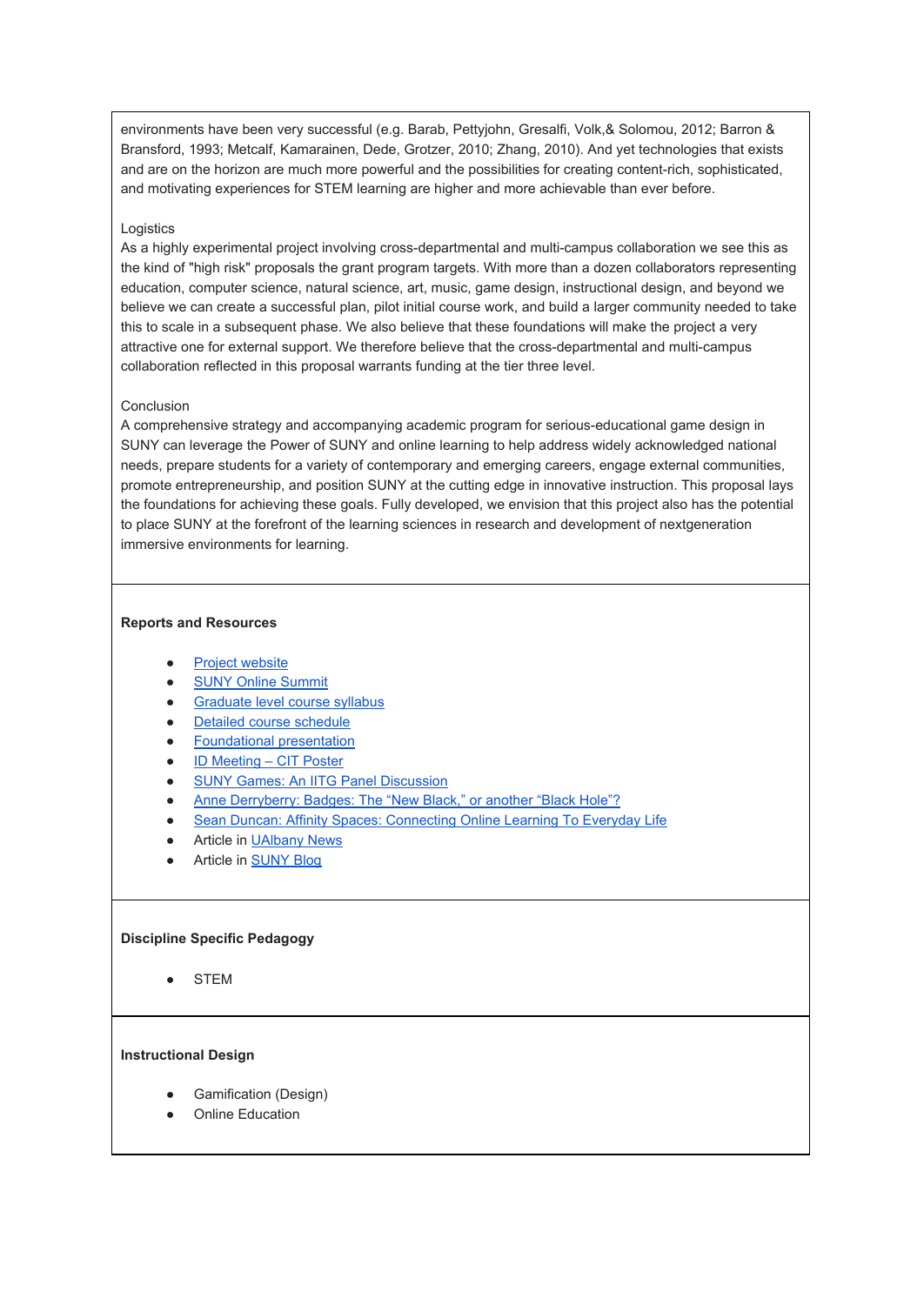environments have been very successful (e.g. Barab, Pettyjohn, Gresalfi, Volk,& Solomou, 2012; Barron & Bransford, 1993; Metcalf, Kamarainen, Dede, Grotzer, 2010; Zhang, 2010). And yet technologies that exists and are on the horizon are much more powerful and the possibilities for creating content-rich, sophisticated, and motivating experiences for STEM learning are higher and more achievable than ever before.

Logistics

As a highly experimental project involving cross-departmental and multi-campus collaboration we see this as the kind of "high risk" proposals the grant program targets. With more than a dozen collaborators representing education, computer science, natural science, art, music, game design, instructional design, and beyond we believe we can create a successful plan, pilot initial course work, and build a larger community needed to take this to scale in a subsequent phase. We also believe that these foundations will make the project a very attractive one for external support. We therefore believe that the cross-departmental and multi-campus collaboration reflected in this proposal warrants funding at the tier three level.

Conclusion

A comprehensive strategy and accompanying academic program for serious-educational game design in SUNY can leverage the Power of SUNY and online learning to help address widely acknowledged national needs, prepare students for a variety of contemporary and emerging careers, engage external communities, promote entrepreneurship, and position SUNY at the cutting edge in innovative instruction. This proposal lays the foundations for achieving these goals. Fully developed, we envision that this project also has the potential to place SUNY at the forefront of the learning sciences in research and development of nextgeneration immersive environments for learning.

**Reports and Resources**

- Project website
- SUNY Online Summit
- Graduate level course syllabus
- Detailed course schedule
- Foundational presentation
- ID Meeting – CIT Poster
- SUNY Games: An IITG Panel Discussion
- Anne Derryberry: Badges: The "New Black," or another "Black Hole"?
- Sean Duncan: Affinity Spaces: Connecting Online Learning To Everyday Life
- Article in UAlbany News
- Article in SUNY Blog

**Discipline Specific Pedagogy**

- STEM

**Instructional Design**

- Gamification (Design)
- Online Education